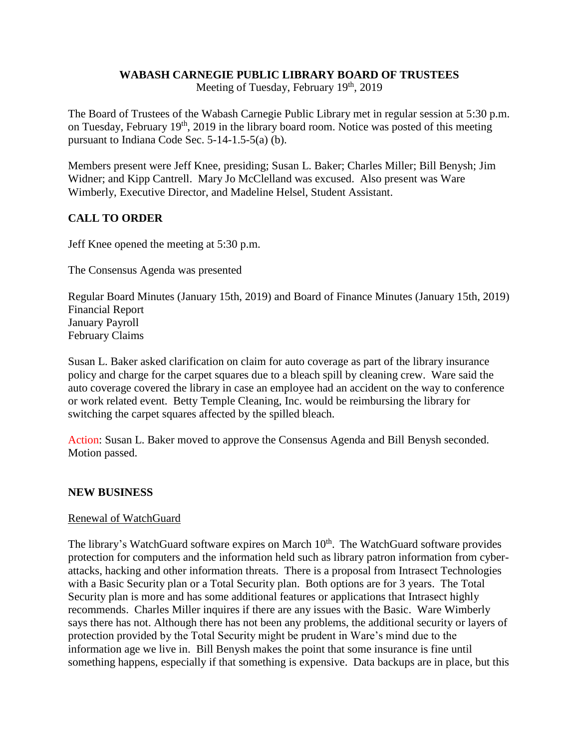# WABASH CARNEGIE PUBLIC LIBRARY BOARD OF TRUSTEES

Meeting of Tuesday, February 19th, 2019

The Board of Trustees of the Wabash Carnegie Public Library met in regular session at 5:30 p.m. on Tuesday, February 19th, 2019 in the library board room. Notice was posted of this meeting pursuant to Indiana Code Sec. 5-14-1.5-5(a) (b).

Members present were Jeff Knee, presiding; Susan L. Baker; Charles Miller; Bill Benysh; Jim Widner; and Kipp Cantrell. Mary Jo McClelland was excused. Also present was Ware Wimberly, Executive Director, and Madeline Helsel, Student Assistant.

## CALL TO ORDER

Jeff Knee opened the meeting at 5:30 p.m.

The Consensus Agenda was presented

Regular Board Minutes (January 15th, 2019) and Board of Finance Minutes (January 15th, 2019)
Financial Report
January Payroll
February Claims

Susan L. Baker asked clarification on claim for auto coverage as part of the library insurance policy and charge for the carpet squares due to a bleach spill by cleaning crew. Ware said the auto coverage covered the library in case an employee had an accident on the way to conference or work related event. Betty Temple Cleaning, Inc. would be reimbursing the library for switching the carpet squares affected by the spilled bleach.

Action: Susan L. Baker moved to approve the Consensus Agenda and Bill Benysh seconded. Motion passed.

## NEW BUSINESS

Renewal of WatchGuard

The library's WatchGuard software expires on March 10th. The WatchGuard software provides protection for computers and the information held such as library patron information from cyber-attacks, hacking and other information threats. There is a proposal from Intrasect Technologies with a Basic Security plan or a Total Security plan. Both options are for 3 years. The Total Security plan is more and has some additional features or applications that Intrasect highly recommends. Charles Miller inquires if there are any issues with the Basic. Ware Wimberly says there has not. Although there has not been any problems, the additional security or layers of protection provided by the Total Security might be prudent in Ware's mind due to the information age we live in. Bill Benysh makes the point that some insurance is fine until something happens, especially if that something is expensive. Data backups are in place, but this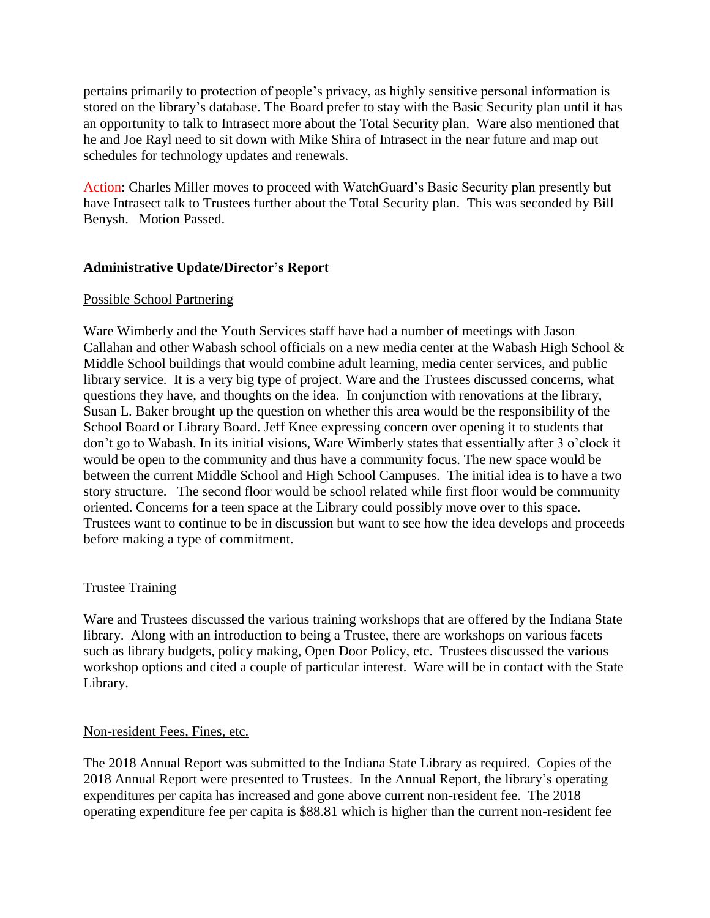pertains primarily to protection of people's privacy, as highly sensitive personal information is stored on the library's database. The Board prefer to stay with the Basic Security plan until it has an opportunity to talk to Intrasect more about the Total Security plan. Ware also mentioned that he and Joe Rayl need to sit down with Mike Shira of Intrasect in the near future and map out schedules for technology updates and renewals.

Action: Charles Miller moves to proceed with WatchGuard's Basic Security plan presently but have Intrasect talk to Trustees further about the Total Security plan. This was seconded by Bill Benysh. Motion Passed.

**Administrative Update/Director's Report**

Possible School Partnering

Ware Wimberly and the Youth Services staff have had a number of meetings with Jason Callahan and other Wabash school officials on a new media center at the Wabash High School & Middle School buildings that would combine adult learning, media center services, and public library service. It is a very big type of project. Ware and the Trustees discussed concerns, what questions they have, and thoughts on the idea. In conjunction with renovations at the library, Susan L. Baker brought up the question on whether this area would be the responsibility of the School Board or Library Board. Jeff Knee expressing concern over opening it to students that don't go to Wabash. In its initial visions, Ware Wimberly states that essentially after 3 o'clock it would be open to the community and thus have a community focus. The new space would be between the current Middle School and High School Campuses. The initial idea is to have a two story structure. The second floor would be school related while first floor would be community oriented. Concerns for a teen space at the Library could possibly move over to this space. Trustees want to continue to be in discussion but want to see how the idea develops and proceeds before making a type of commitment.

Trustee Training

Ware and Trustees discussed the various training workshops that are offered by the Indiana State library. Along with an introduction to being a Trustee, there are workshops on various facets such as library budgets, policy making, Open Door Policy, etc. Trustees discussed the various workshop options and cited a couple of particular interest. Ware will be in contact with the State Library.

Non-resident Fees, Fines, etc.

The 2018 Annual Report was submitted to the Indiana State Library as required. Copies of the 2018 Annual Report were presented to Trustees. In the Annual Report, the library's operating expenditures per capita has increased and gone above current non-resident fee. The 2018 operating expenditure fee per capita is $88.81 which is higher than the current non-resident fee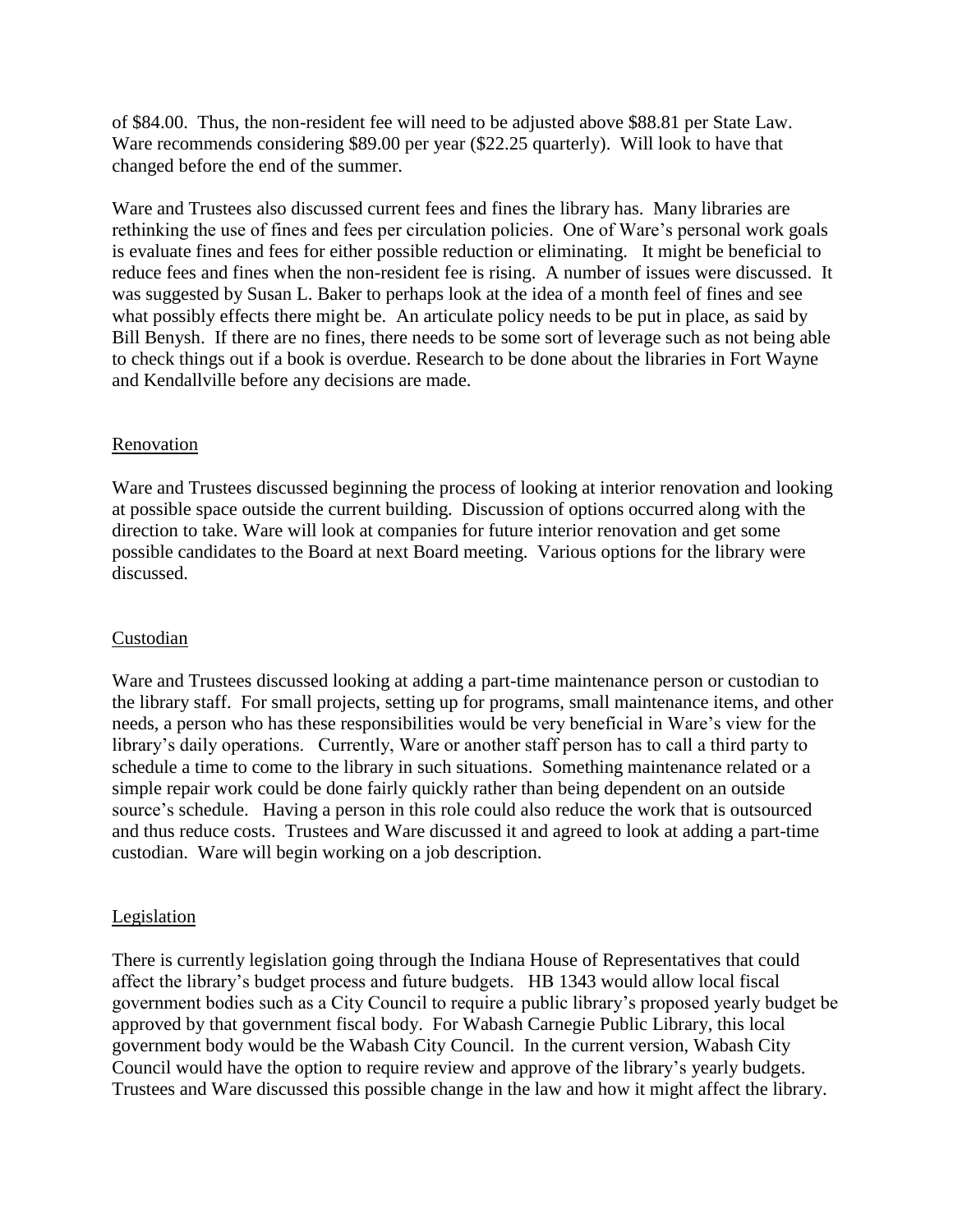of $84.00. Thus, the non-resident fee will need to be adjusted above $88.81 per State Law. Ware recommends considering $89.00 per year ($22.25 quarterly). Will look to have that changed before the end of the summer.

Ware and Trustees also discussed current fees and fines the library has. Many libraries are rethinking the use of fines and fees per circulation policies. One of Ware's personal work goals is evaluate fines and fees for either possible reduction or eliminating. It might be beneficial to reduce fees and fines when the non-resident fee is rising. A number of issues were discussed. It was suggested by Susan L. Baker to perhaps look at the idea of a month feel of fines and see what possibly effects there might be. An articulate policy needs to be put in place, as said by Bill Benysh. If there are no fines, there needs to be some sort of leverage such as not being able to check things out if a book is overdue. Research to be done about the libraries in Fort Wayne and Kendallville before any decisions are made.

## Renovation

Ware and Trustees discussed beginning the process of looking at interior renovation and looking at possible space outside the current building. Discussion of options occurred along with the direction to take. Ware will look at companies for future interior renovation and get some possible candidates to the Board at next Board meeting. Various options for the library were discussed.

## Custodian

Ware and Trustees discussed looking at adding a part-time maintenance person or custodian to the library staff. For small projects, setting up for programs, small maintenance items, and other needs, a person who has these responsibilities would be very beneficial in Ware's view for the library's daily operations. Currently, Ware or another staff person has to call a third party to schedule a time to come to the library in such situations. Something maintenance related or a simple repair work could be done fairly quickly rather than being dependent on an outside source's schedule. Having a person in this role could also reduce the work that is outsourced and thus reduce costs. Trustees and Ware discussed it and agreed to look at adding a part-time custodian. Ware will begin working on a job description.

## Legislation

There is currently legislation going through the Indiana House of Representatives that could affect the library's budget process and future budgets. HB 1343 would allow local fiscal government bodies such as a City Council to require a public library's proposed yearly budget be approved by that government fiscal body. For Wabash Carnegie Public Library, this local government body would be the Wabash City Council. In the current version, Wabash City Council would have the option to require review and approve of the library's yearly budgets. Trustees and Ware discussed this possible change in the law and how it might affect the library.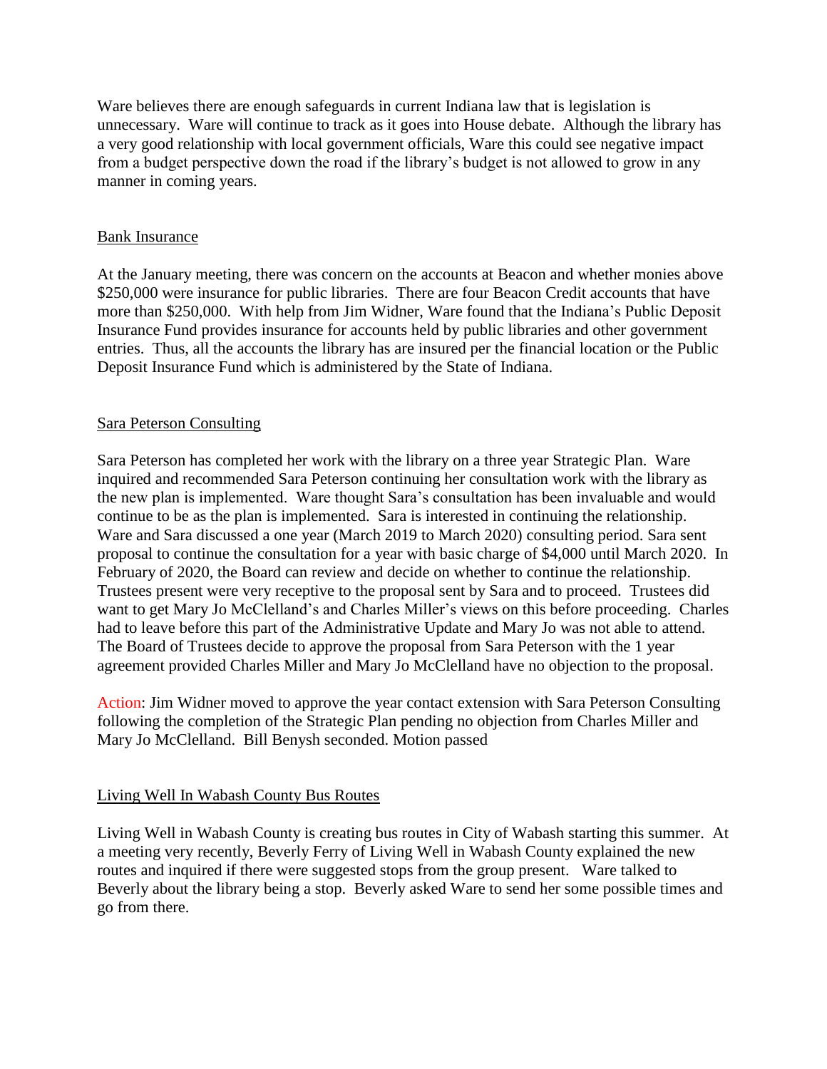Ware believes there are enough safeguards in current Indiana law that is legislation is unnecessary. Ware will continue to track as it goes into House debate. Although the library has a very good relationship with local government officials, Ware this could see negative impact from a budget perspective down the road if the library's budget is not allowed to grow in any manner in coming years.

Bank Insurance

At the January meeting, there was concern on the accounts at Beacon and whether monies above $250,000 were insurance for public libraries. There are four Beacon Credit accounts that have more than $250,000. With help from Jim Widner, Ware found that the Indiana's Public Deposit Insurance Fund provides insurance for accounts held by public libraries and other government entries. Thus, all the accounts the library has are insured per the financial location or the Public Deposit Insurance Fund which is administered by the State of Indiana.

Sara Peterson Consulting

Sara Peterson has completed her work with the library on a three year Strategic Plan. Ware inquired and recommended Sara Peterson continuing her consultation work with the library as the new plan is implemented. Ware thought Sara's consultation has been invaluable and would continue to be as the plan is implemented. Sara is interested in continuing the relationship. Ware and Sara discussed a one year (March 2019 to March 2020) consulting period. Sara sent proposal to continue the consultation for a year with basic charge of $4,000 until March 2020. In February of 2020, the Board can review and decide on whether to continue the relationship. Trustees present were very receptive to the proposal sent by Sara and to proceed. Trustees did want to get Mary Jo McClelland's and Charles Miller's views on this before proceeding. Charles had to leave before this part of the Administrative Update and Mary Jo was not able to attend. The Board of Trustees decide to approve the proposal from Sara Peterson with the 1 year agreement provided Charles Miller and Mary Jo McClelland have no objection to the proposal.

Action: Jim Widner moved to approve the year contact extension with Sara Peterson Consulting following the completion of the Strategic Plan pending no objection from Charles Miller and Mary Jo McClelland. Bill Benysh seconded. Motion passed

Living Well In Wabash County Bus Routes

Living Well in Wabash County is creating bus routes in City of Wabash starting this summer. At a meeting very recently, Beverly Ferry of Living Well in Wabash County explained the new routes and inquired if there were suggested stops from the group present. Ware talked to Beverly about the library being a stop. Beverly asked Ware to send her some possible times and go from there.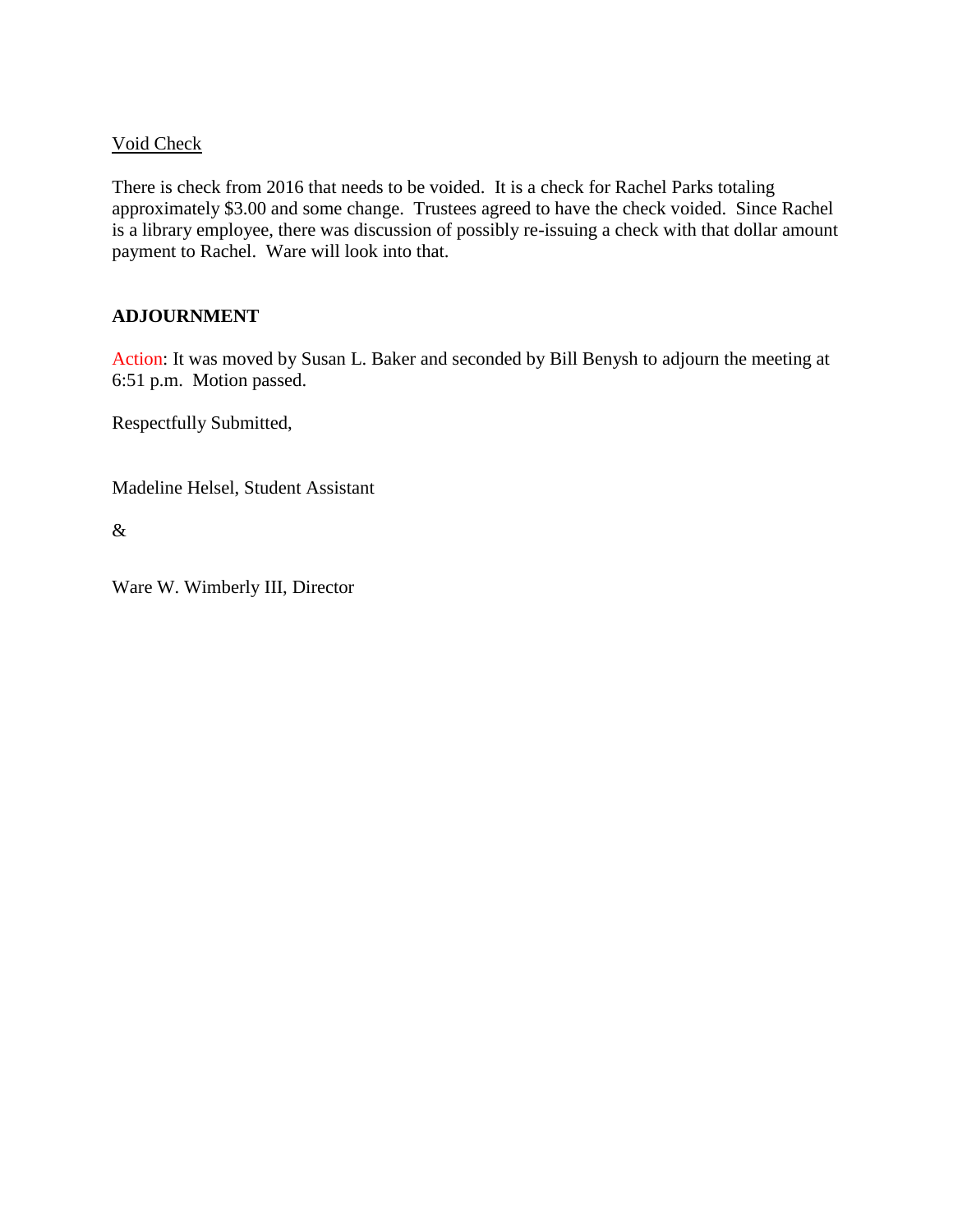Void Check

There is check from 2016 that needs to be voided. It is a check for Rachel Parks totaling approximately $3.00 and some change. Trustees agreed to have the check voided. Since Rachel is a library employee, there was discussion of possibly re-issuing a check with that dollar amount payment to Rachel. Ware will look into that.

**ADJOURNMENT**

Action: It was moved by Susan L. Baker and seconded by Bill Benysh to adjourn the meeting at 6:51 p.m. Motion passed.

Respectfully Submitted,

Madeline Helsel, Student Assistant

&

Ware W. Wimberly III, Director